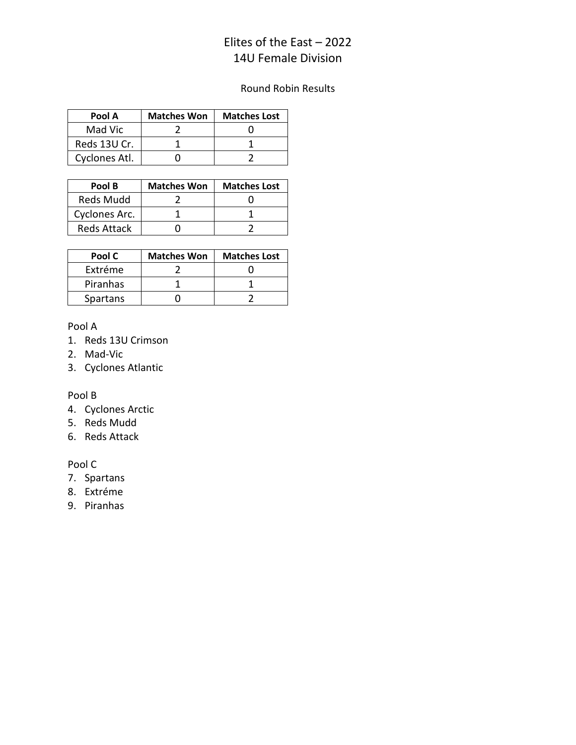# Elites of the East – 2022
## 14U Female Division

### Round Robin Results

| Pool A | Matches Won | Matches Lost |
|---|---|---|
| Mad Vic | 2 | 0 |
| Reds 13U Cr. | 1 | 1 |
| Cyclones Atl. | 0 | 2 |

| Pool B | Matches Won | Matches Lost |
|---|---|---|
| Reds Mudd | 2 | 0 |
| Cyclones Arc. | 1 | 1 |
| Reds Attack | 0 | 2 |

| Pool C | Matches Won | Matches Lost |
|---|---|---|
| Extréme | 2 | 0 |
| Piranhas | 1 | 1 |
| Spartans | 0 | 2 |

Pool A

1. Reds 13U Crimson
2. Mad-Vic
3. Cyclones Atlantic

Pool B

4. Cyclones Arctic
5. Reds Mudd
6. Reds Attack

Pool C

7. Spartans
8. Extréme
9. Piranhas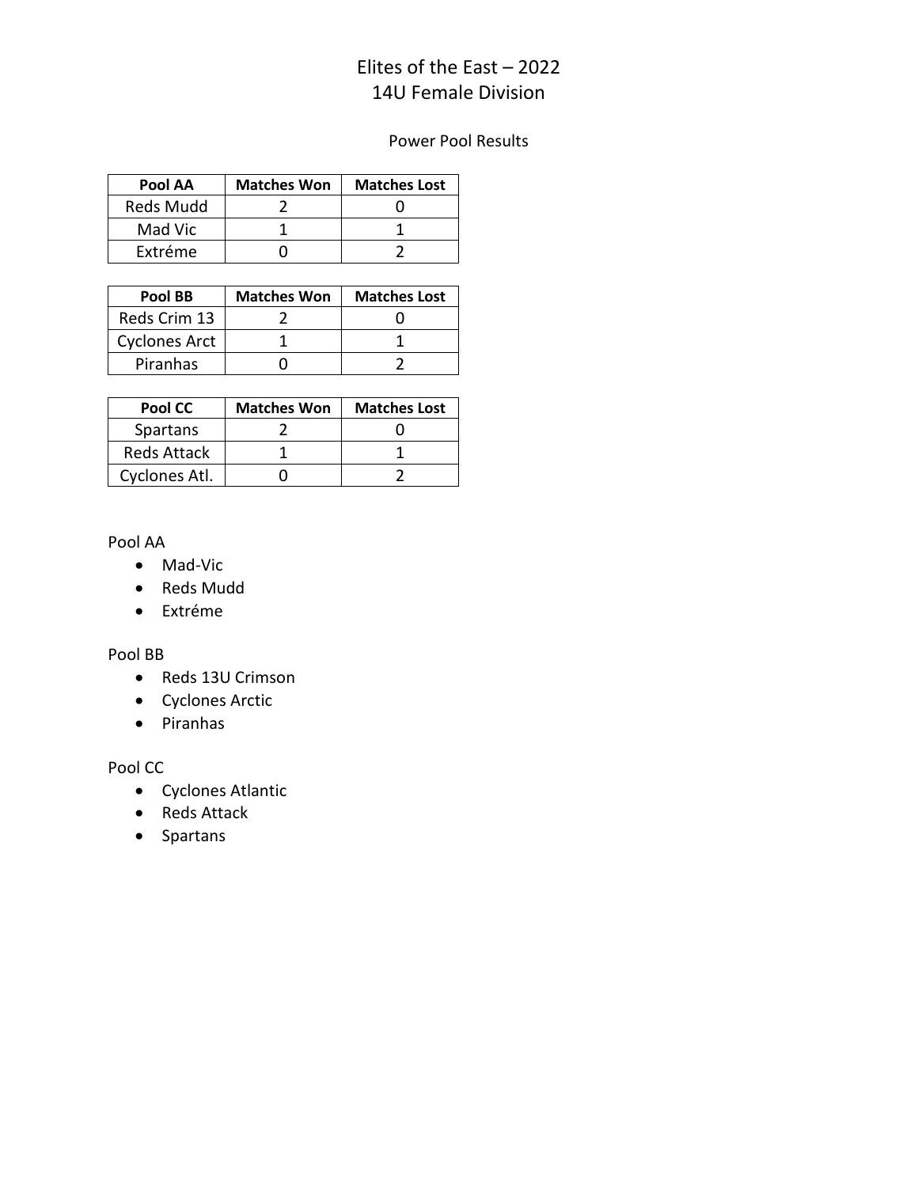# Elites of the East – 2022
## 14U Female Division

Power Pool Results

| Pool AA | Matches Won | Matches Lost |
|---|---|---|
| Reds Mudd | 2 | 0 |
| Mad Vic | 1 | 1 |
| Extréme | 0 | 2 |

| Pool BB | Matches Won | Matches Lost |
|---|---|---|
| Reds Crim 13 | 2 | 0 |
| Cyclones Arct | 1 | 1 |
| Piranhas | 0 | 2 |

| Pool CC | Matches Won | Matches Lost |
|---|---|---|
| Spartans | 2 | 0 |
| Reds Attack | 1 | 1 |
| Cyclones Atl. | 0 | 2 |

Pool AA

- Mad-Vic
- Reds Mudd
- Extréme

Pool BB

- Reds 13U Crimson
- Cyclones Arctic
- Piranhas

Pool CC

- Cyclones Atlantic
- Reds Attack
- Spartans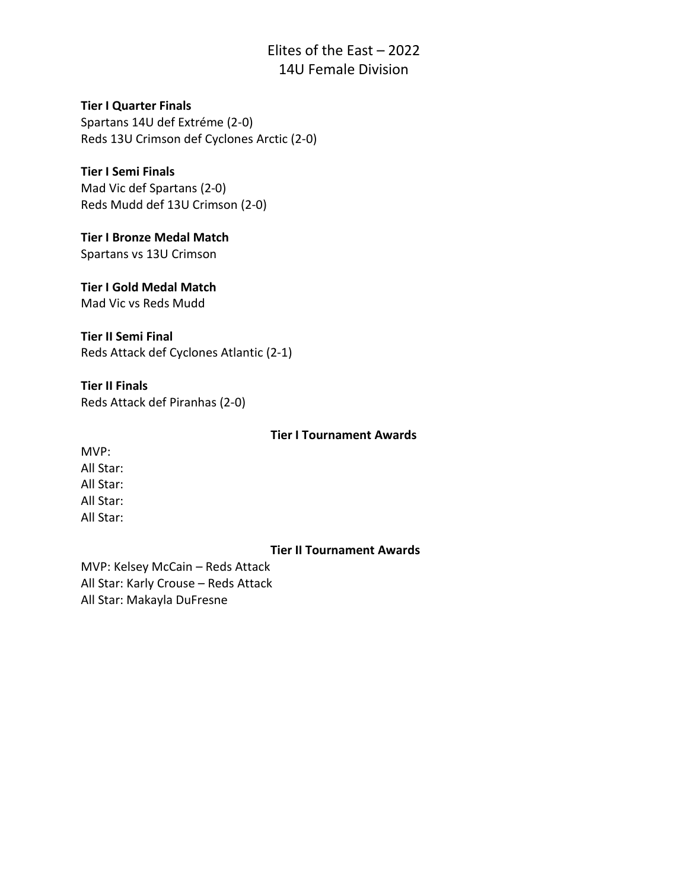# Elites of the East – 2022
## 14U Female Division

**Tier I Quarter Finals**
Spartans 14U def Extréme (2-0)
Reds 13U Crimson def Cyclones Arctic (2-0)

**Tier I Semi Finals**
Mad Vic def Spartans (2-0)
Reds Mudd def 13U Crimson (2-0)

**Tier I Bronze Medal Match**
Spartans vs 13U Crimson

**Tier I Gold Medal Match**
Mad Vic vs Reds Mudd

**Tier II Semi Final**
Reds Attack def Cyclones Atlantic (2-1)

**Tier II Finals**
Reds Attack def Piranhas (2-0)

**Tier I Tournament Awards**

MVP:
All Star:
All Star:
All Star:
All Star:

**Tier II Tournament Awards**

MVP: Kelsey McCain – Reds Attack
All Star: Karly Crouse – Reds Attack
All Star: Makayla DuFresne